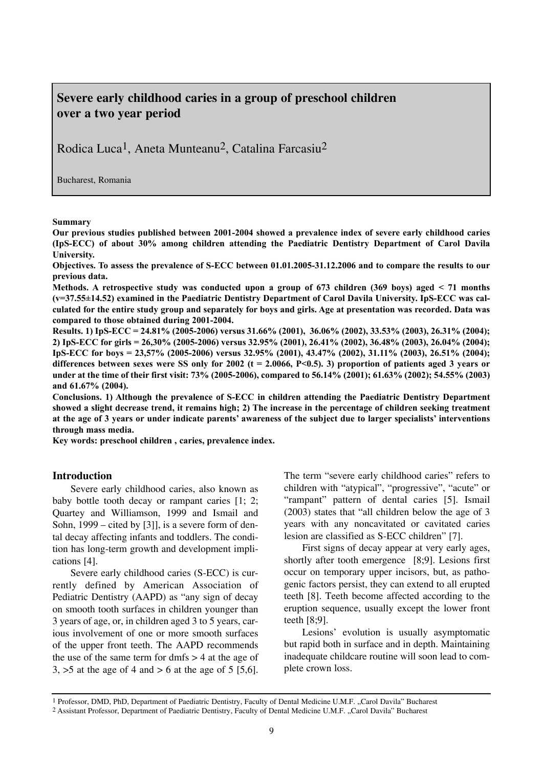# Severe early childhood caries in a group of preschool children over a two year period

Rodica Luca[1], Aneta Munteanu[2], Catalina Farcasiu[2]

Bucharest, Romania

**Summary**

**Our previous studies published between 2001-2004 showed a prevalence index of severe early childhood caries (IpS-ECC) of about 30% among children attending the Paediatric Dentistry Department of Carol Davila University.**

**Objectives. To assess the prevalence of S-ECC between 01.01.2005-31.12.2006 and to compare the results to our previous data.**

**Methods. A retrospective study was conducted upon a group of 673 children (369 boys) aged < 71 months (v=37.55±14.52) examined in the Paediatric Dentistry Department of Carol Davila University. IpS-ECC was calculated for the entire study group and separately for boys and girls. Age at presentation was recorded. Data was compared to those obtained during 2001-2004.**

**Results. 1) IpS-ECC = 24.81% (2005-2006) versus 31.66% (2001), 36.06% (2002), 33.53% (2003), 26.31% (2004); 2) IpS-ECC for girls = 26,30% (2005-2006) versus 32.95% (2001), 26.41% (2002), 36.48% (2003), 26.04% (2004); IpS-ECC for boys = 23,57% (2005-2006) versus 32.95% (2001), 43.47% (2002), 31.11% (2003), 26.51% (2004); differences between sexes were SS only for 2002 (t = 2.0066, P<0.5). 3) proportion of patients aged 3 years or under at the time of their first visit: 73% (2005-2006), compared to 56.14% (2001); 61.63% (2002); 54.55% (2003) and 61.67% (2004).**

**Conclusions. 1) Although the prevalence of S-ECC in children attending the Paediatric Dentistry Department showed a slight decrease trend, it remains high; 2) The increase in the percentage of children seeking treatment at the age of 3 years or under indicate parents' awareness of the subject due to larger specialists' interventions through mass media.**

**Key words: preschool children , caries, prevalence index.**

## Introduction

Severe early childhood caries, also known as baby bottle tooth decay or rampant caries [1; 2; Quartey and Williamson, 1999 and Ismail and Sohn, 1999 – cited by [3]], is a severe form of dental decay affecting infants and toddlers. The condition has long-term growth and development implications [4].

Severe early childhood caries (S-ECC) is currently defined by American Association of Pediatric Dentistry (AAPD) as "any sign of decay on smooth tooth surfaces in children younger than 3 years of age, or, in children aged 3 to 5 years, carious involvement of one or more smooth surfaces of the upper front teeth. The AAPD recommends the use of the same term for dmfs > 4 at the age of 3, >5 at the age of 4 and > 6 at the age of 5 [5,6]. The term "severe early childhood caries" refers to children with "atypical", "progressive", "acute" or "rampant" pattern of dental caries [5]. Ismail (2003) states that "all children below the age of 3 years with any noncavitated or cavitated caries lesion are classified as S-ECC children" [7].

First signs of decay appear at very early ages, shortly after tooth emergence [8;9]. Lesions first occur on temporary upper incisors, but, as pathogenic factors persist, they can extend to all erupted teeth [8]. Teeth become affected according to the eruption sequence, usually except the lower front teeth [8;9].

Lesions' evolution is usually asymptomatic but rapid both in surface and in depth. Maintaining inadequate childcare routine will soon lead to complete crown loss.

[1] Professor, DMD, PhD, Department of Paediatric Dentistry, Faculty of Dental Medicine U.M.F. „Carol Davila" Bucharest

[2] Assistant Professor, Department of Paediatric Dentistry, Faculty of Dental Medicine U.M.F. „Carol Davila" Bucharest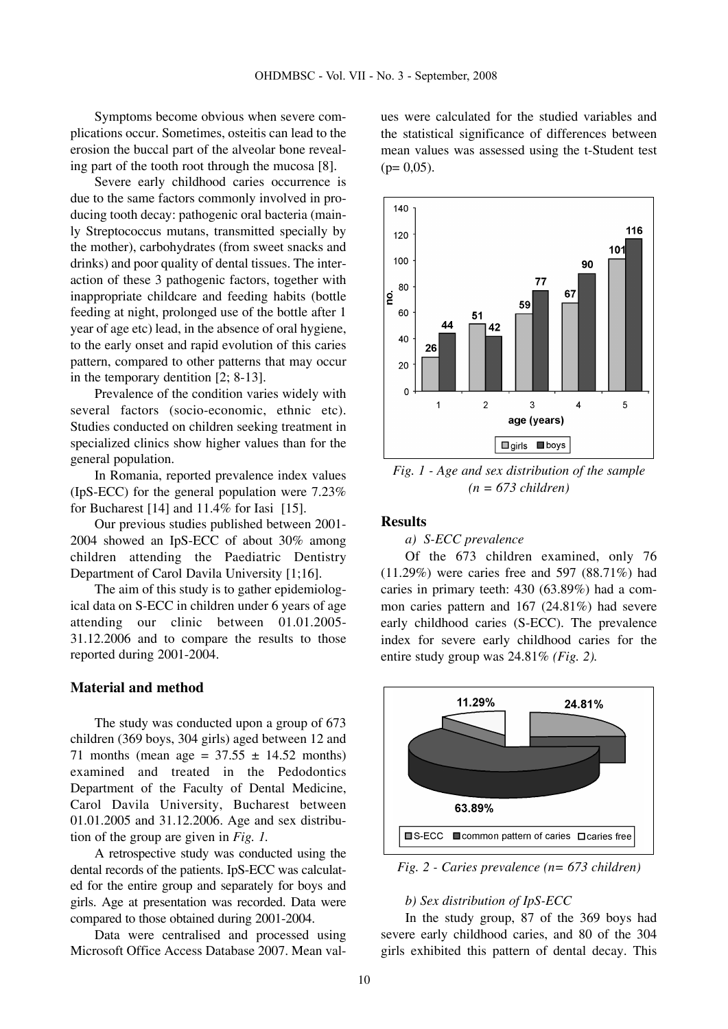Symptoms become obvious when severe complications occur. Sometimes, osteitis can lead to the erosion the buccal part of the alveolar bone revealing part of the tooth root through the mucosa [8].

Severe early childhood caries occurrence is due to the same factors commonly involved in producing tooth decay: pathogenic oral bacteria (mainly Streptococcus mutans, transmitted specially by the mother), carbohydrates (from sweet snacks and drinks) and poor quality of dental tissues. The interaction of these 3 pathogenic factors, together with inappropriate childcare and feeding habits (bottle feeding at night, prolonged use of the bottle after 1 year of age etc) lead, in the absence of oral hygiene, to the early onset and rapid evolution of this caries pattern, compared to other patterns that may occur in the temporary dentition [2; 8-13].

Prevalence of the condition varies widely with several factors (socio-economic, ethnic etc). Studies conducted on children seeking treatment in specialized clinics show higher values than for the general population.

In Romania, reported prevalence index values (IpS-ECC) for the general population were 7.23% for Bucharest [14] and 11.4% for Iasi [15].

Our previous studies published between 2001-2004 showed an IpS-ECC of about 30% among children attending the Paediatric Dentistry Department of Carol Davila University [1;16].

The aim of this study is to gather epidemiological data on S-ECC in children under 6 years of age attending our clinic between 01.01.2005-31.12.2006 and to compare the results to those reported during 2001-2004.

## Material and method

The study was conducted upon a group of 673 children (369 boys, 304 girls) aged between 12 and 71 months (mean age = 37.55 ± 14.52 months) examined and treated in the Pedodontics Department of the Faculty of Dental Medicine, Carol Davila University, Bucharest between 01.01.2005 and 31.12.2006. Age and sex distribution of the group are given in *Fig. 1.*

A retrospective study was conducted using the dental records of the patients. IpS-ECC was calculated for the entire group and separately for boys and girls. Age at presentation was recorded. Data were compared to those obtained during 2001-2004.

Data were centralised and processed using Microsoft Office Access Database 2007. Mean values were calculated for the studied variables and the statistical significance of differences between mean values was assessed using the t-Student test (p= 0,05).

| age (years) | girls | boys |
|---|---|---|
| 1 | 26 | 44 |
| 2 | 51 | 42 |
| 3 | 59 | 77 |
| 4 | 67 | 90 |
| 5 | 101 | 116 |

*Fig. 1 - Age and sex distribution of the sample (n = 673 children)*

## Results

*a) S-ECC prevalence*

Of the 673 children examined, only 76 (11.29%) were caries free and 597 (88.71%) had caries in primary teeth: 430 (63.89%) had a common caries pattern and 167 (24.81%) had severe early childhood caries (S-ECC). The prevalence index for severe early childhood caries for the entire study group was 24.81% *(Fig. 2).*

| S-ECC | common pattern of caries | caries free |
|---|---|---|
| 24.81% | 63.89% | 11.29% |

*Fig. 2 - Caries prevalence (n= 673 children)*

*b) Sex distribution of IpS-ECC*

In the study group, 87 of the 369 boys had severe early childhood caries, and 80 of the 304 girls exhibited this pattern of dental decay. This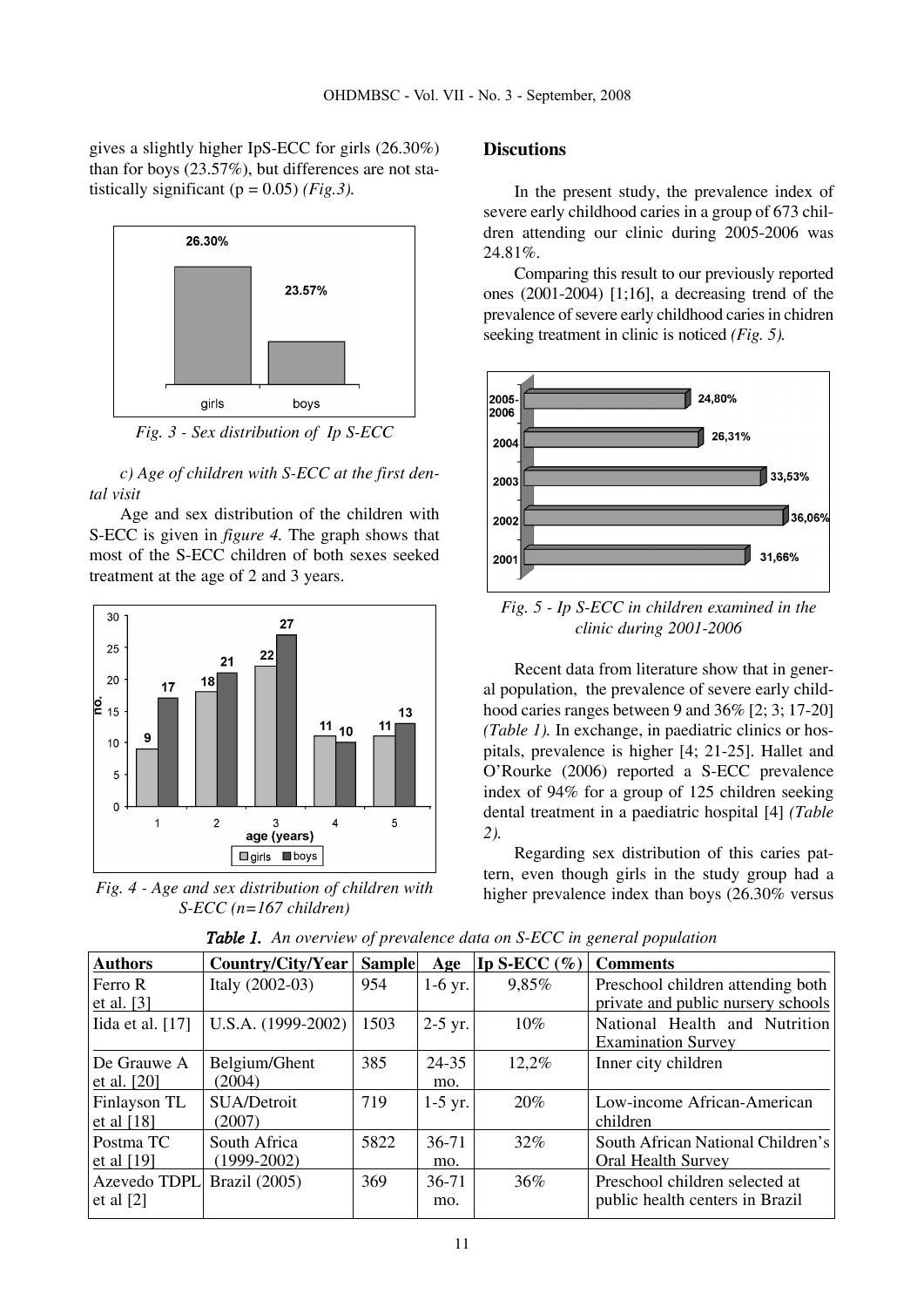gives a slightly higher IpS-ECC for girls (26.30%) than for boys (23.57%), but differences are not statistically significant (p = 0.05) *(Fig.3)*.

*Fig. 3 - Sex distribution of Ip S-ECC*

*c) Age of children with S-ECC at the first dental visit*

Age and sex distribution of the children with S-ECC is given in *figure 4*. The graph shows that most of the S-ECC children of both sexes seeked treatment at the age of 2 and 3 years.

*Fig. 4 - Age and sex distribution of children with S-ECC (n=167 children)*

## Discutions

In the present study, the prevalence index of severe early childhood caries in a group of 673 children attending our clinic during 2005-2006 was 24.81%.

Comparing this result to our previously reported ones (2001-2004) [1;16], a decreasing trend of the prevalence of severe early childhood caries in chidren seeking treatment in clinic is noticed *(Fig. 5)*.

*Fig. 5 - Ip S-ECC in children examined in the clinic during 2001-2006*

Recent data from literature show that in general population, the prevalence of severe early childhood caries ranges between 9 and 36% [2; 3; 17-20] *(Table 1)*. In exchange, in paediatric clinics or hospitals, prevalence is higher [4; 21-25]. Hallet and O'Rourke (2006) reported a S-ECC prevalence index of 94% for a group of 125 children seeking dental treatment in a paediatric hospital [4] *(Table 2)*.

Regarding sex distribution of this caries pattern, even though girls in the study group had a higher prevalence index than boys (26.30% versus

***Table 1.*** *An overview of prevalence data on S-ECC in general population*

| Authors | Country/City/Year | Sample | Age | Ip S-ECC (%) | Comments |
|---|---|---|---|---|---|
| Ferro R et al. [3] | Italy (2002-03) | 954 | 1-6 yr. | 9,85% | Preschool children attending both private and public nursery schools |
| Iida et al. [17] | U.S.A. (1999-2002) | 1503 | 2-5 yr. | 10% | National Health and Nutrition Examination Survey |
| De Grauwe A et al. [20] | Belgium/Ghent (2004) | 385 | 24-35 mo. | 12,2% | Inner city children |
| Finlayson TL et al [18] | SUA/Detroit (2007) | 719 | 1-5 yr. | 20% | Low-income African-American children |
| Postma TC et al [19] | South Africa (1999-2002) | 5822 | 36-71 mo. | 32% | South African National Children's Oral Health Survey |
| Azevedo TDPL et al [2] | Brazil (2005) | 369 | 36-71 mo. | 36% | Preschool children selected at public health centers in Brazil |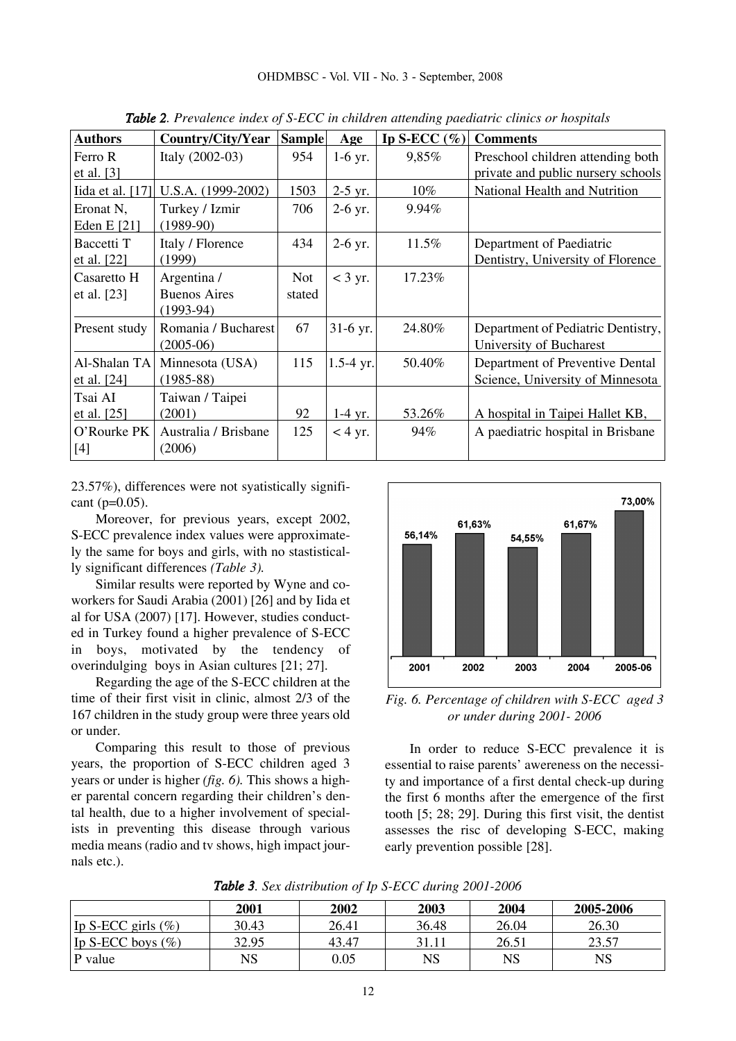*Table 2. Prevalence index of S-ECC in children attending paediatric clinics or hospitals*

| Authors | Country/City/Year | Sample | Age | Ip S-ECC (%) | Comments |
|---|---|---|---|---|---|
| Ferro R et al. [3] | Italy (2002-03) | 954 | 1-6 yr. | 9,85% | Preschool children attending both private and public nursery schools |
| Iida et al. [17] | U.S.A. (1999-2002) | 1503 | 2-5 yr. | 10% | National Health and Nutrition |
| Eronat N, Eden E [21] | Turkey / Izmir (1989-90) | 706 | 2-6 yr. | 9.94% | |
| Baccetti T et al. [22] | Italy / Florence (1999) | 434 | 2-6 yr. | 11.5% | Department of Paediatric Dentistry, University of Florence |
| Casaretto H et al. [23] | Argentina / Buenos Aires (1993-94) | Not stated | < 3 yr. | 17.23% | |
| Present study | Romania / Bucharest (2005-06) | 67 | 31-6 yr. | 24.80% | Department of Pediatric Dentistry, University of Bucharest |
| Al-Shalan TA et al. [24] | Minnesota (USA) (1985-88) | 115 | 1.5-4 yr. | 50.40% | Department of Preventive Dental Science, University of Minnesota |
| Tsai AI et al. [25] | Taiwan / Taipei (2001) | 92 | 1-4 yr. | 53.26% | A hospital in Taipei Hallet KB, |
| O'Rourke PK [4] | Australia / Brisbane (2006) | 125 | < 4 yr. | 94% | A paediatric hospital in Brisbane |

23.57%), differences were not syatistically significant (p=0.05).

Moreover, for previous years, except 2002, S-ECC prevalence index values were approximately the same for boys and girls, with no stastistically significant differences *(Table 3).*

Similar results were reported by Wyne and coworkers for Saudi Arabia (2001) [26] and by Iida et al for USA (2007) [17]. However, studies conducted in Turkey found a higher prevalence of S-ECC in boys, motivated by the tendency of overindulging boys in Asian cultures [21; 27].

Regarding the age of the S-ECC children at the time of their first visit in clinic, almost 2/3 of the 167 children in the study group were three years old or under.

Comparing this result to those of previous years, the proportion of S-ECC children aged 3 years or under is higher *(fig. 6).* This shows a higher parental concern regarding their children's dental health, due to a higher involvement of specialists in preventing this disease through various media means (radio and tv shows, high impact journals etc.).

| Year | 2001 | 2002 | 2003 | 2004 | 2005-06 |
|---|---|---|---|---|---|
| % | 56,14% | 61,63% | 54,55% | 61,67% | 73,00% |

*Fig. 6. Percentage of children with S-ECC aged 3 or under during 2001- 2006*

In order to reduce S-ECC prevalence it is essential to raise parents' awereness on the necessity and importance of a first dental check-up during the first 6 months after the emergence of the first tooth [5; 28; 29]. During this first visit, the dentist assesses the risc of developing S-ECC, making early prevention possible [28].

*Table 3. Sex distribution of Ip S-ECC during 2001-2006*

| | 2001 | 2002 | 2003 | 2004 | 2005-2006 |
|---|---|---|---|---|---|
| Ip S-ECC girls (%) | 30.43 | 26.41 | 36.48 | 26.04 | 26.30 |
| Ip S-ECC boys (%) | 32.95 | 43.47 | 31.11 | 26.51 | 23.57 |
| P value | NS | 0.05 | NS | NS | NS |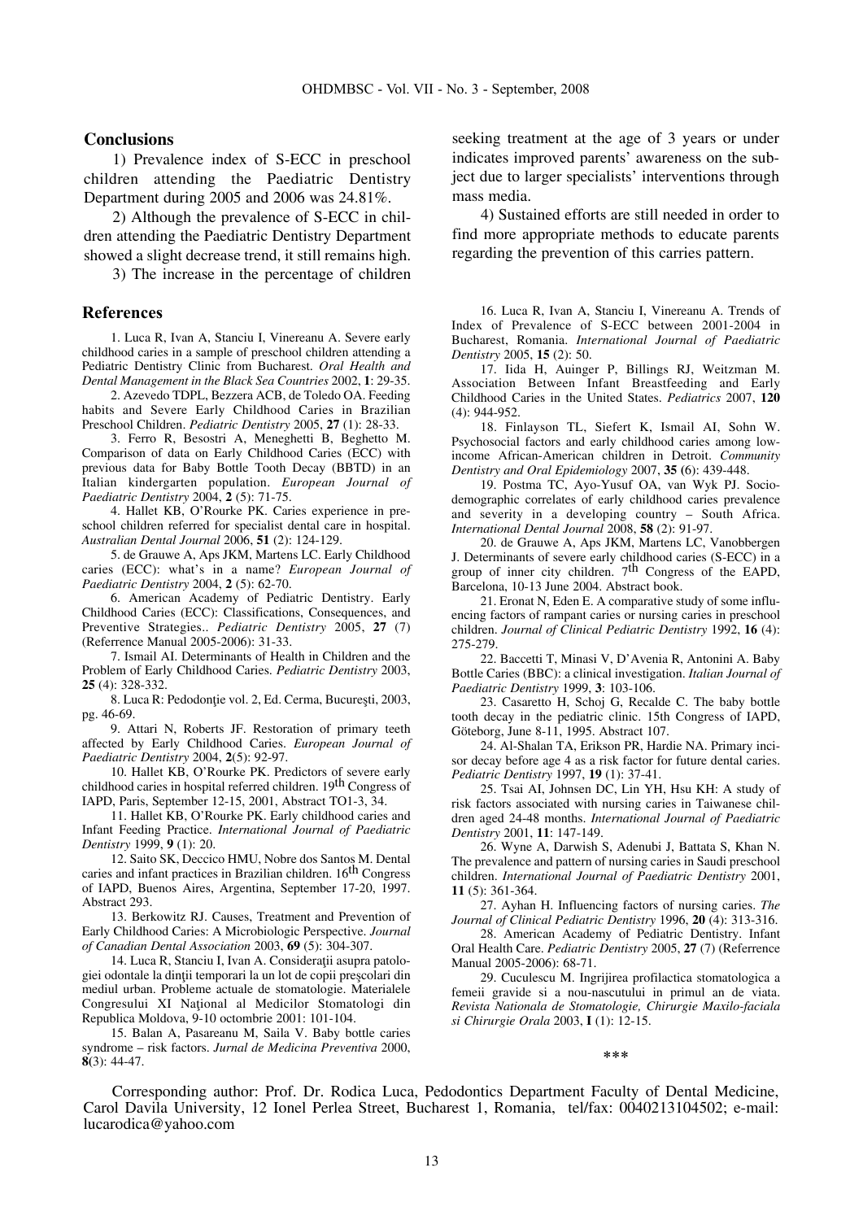## Conclusions

1) Prevalence index of S-ECC in preschool children attending the Paediatric Dentistry Department during 2005 and 2006 was 24.81%.

2) Although the prevalence of S-ECC in children attending the Paediatric Dentistry Department showed a slight decrease trend, it still remains high.

3) The increase in the percentage of children seeking treatment at the age of 3 years or under indicates improved parents' awareness on the subject due to larger specialists' interventions through mass media.

4) Sustained efforts are still needed in order to find more appropriate methods to educate parents regarding the prevention of this carries pattern.

## References

1. Luca R, Ivan A, Stanciu I, Vinereanu A. Severe early childhood caries in a sample of preschool children attending a Pediatric Dentistry Clinic from Bucharest. *Oral Health and Dental Management in the Black Sea Countries* 2002, **1**: 29-35.

2. Azevedo TDPL, Bezzera ACB, de Toledo OA. Feeding habits and Severe Early Childhood Caries in Brazilian Preschool Children. *Pediatric Dentistry* 2005, **27** (1): 28-33.

3. Ferro R, Besostri A, Meneghetti B, Beghetto M. Comparison of data on Early Childhood Caries (ECC) with previous data for Baby Bottle Tooth Decay (BBTD) in an Italian kindergarten population. *European Journal of Paediatric Dentistry* 2004, **2** (5): 71-75.

4. Hallet KB, O'Rourke PK. Caries experience in preschool children referred for specialist dental care in hospital. *Australian Dental Journal* 2006, **51** (2): 124-129.

5. de Grauwe A, Aps JKM, Martens LC. Early Childhood caries (ECC): what's in a name? *European Journal of Paediatric Dentistry* 2004, **2** (5): 62-70.

6. American Academy of Pediatric Dentistry. Early Childhood Caries (ECC): Classifications, Consequences, and Preventive Strategies.. *Pediatric Dentistry* 2005, **27** (7) (Referrence Manual 2005-2006): 31-33.

7. Ismail AI. Determinants of Health in Children and the Problem of Early Childhood Caries. *Pediatric Dentistry* 2003, **25** (4): 328-332.

8. Luca R: Pedodonţie vol. 2, Ed. Cerma, Bucureşti, 2003, pg. 46-69.

9. Attari N, Roberts JF. Restoration of primary teeth affected by Early Childhood Caries. *European Journal of Paediatric Dentistry* 2004, **2**(5): 92-97.

10. Hallet KB, O'Rourke PK. Predictors of severe early childhood caries in hospital referred children. 19[th] Congress of IAPD, Paris, September 12-15, 2001, Abstract TO1-3, 34.

11. Hallet KB, O'Rourke PK. Early childhood caries and Infant Feeding Practice. *International Journal of Paediatric Dentistry* 1999, **9** (1): 20.

12. Saito SK, Deccico HMU, Nobre dos Santos M. Dental caries and infant practices in Brazilian children. 16[th] Congress of IAPD, Buenos Aires, Argentina, September 17-20, 1997. Abstract 293.

13. Berkowitz RJ. Causes, Treatment and Prevention of Early Childhood Caries: A Microbiologic Perspective. *Journal of Canadian Dental Association* 2003, **69** (5): 304-307.

14. Luca R, Stanciu I, Ivan A. Consideraţii asupra patologiei odontale la dinţii temporari la un lot de copii preşcolari din mediul urban. Probleme actuale de stomatologie. Materialele Congresului XI Naţional al Medicilor Stomatologi din Republica Moldova, 9-10 octombrie 2001: 101-104.

15. Balan A, Pasareanu M, Saila V. Baby bottle caries syndrome – risk factors. *Jurnal de Medicina Preventiva* 2000, **8**(3): 44-47.

16. Luca R, Ivan A, Stanciu I, Vinereanu A. Trends of Index of Prevalence of S-ECC between 2001-2004 in Bucharest, Romania. *International Journal of Paediatric Dentistry* 2005, **15** (2): 50.

17. Iida H, Auinger P, Billings RJ, Weitzman M. Association Between Infant Breastfeeding and Early Childhood Caries in the United States. *Pediatrics* 2007, **120** (4): 944-952.

18. Finlayson TL, Siefert K, Ismail AI, Sohn W. Psychosocial factors and early childhood caries among low-income African-American children in Detroit. *Community Dentistry and Oral Epidemiology* 2007, **35** (6): 439-448.

19. Postma TC, Ayo-Yusuf OA, van Wyk PJ. Socio-demographic correlates of early childhood caries prevalence and severity in a developing country – South Africa. *International Dental Journal* 2008, **58** (2): 91-97.

20. de Grauwe A, Aps JKM, Martens LC, Vanobbergen J. Determinants of severe early childhood caries (S-ECC) in a group of inner city children. 7[th] Congress of the EAPD, Barcelona, 10-13 June 2004. Abstract book.

21. Eronat N, Eden E. A comparative study of some influencing factors of rampant caries or nursing caries in preschool children. *Journal of Clinical Pediatric Dentistry* 1992, **16** (4): 275-279.

22. Baccetti T, Minasi V, D'Avenia R, Antonini A. Baby Bottle Caries (BBC): a clinical investigation. *Italian Journal of Paediatric Dentistry* 1999, **3**: 103-106.

23. Casaretto H, Schoj G, Recalde C. The baby bottle tooth decay in the pediatric clinic. 15th Congress of IAPD, Göteborg, June 8-11, 1995. Abstract 107.

24. Al-Shalan TA, Erikson PR, Hardie NA. Primary incisor decay before age 4 as a risk factor for future dental caries. *Pediatric Dentistry* 1997, **19** (1): 37-41.

25. Tsai AI, Johnsen DC, Lin YH, Hsu KH: A study of risk factors associated with nursing caries in Taiwanese children aged 24-48 months. *International Journal of Paediatric Dentistry* 2001, **11**: 147-149.

26. Wyne A, Darwish S, Adenubi J, Battata S, Khan N. The prevalence and pattern of nursing caries in Saudi preschool children. *International Journal of Paediatric Dentistry* 2001, **11** (5): 361-364.

27. Ayhan H. Influencing factors of nursing caries. *The Journal of Clinical Pediatric Dentistry* 1996, **20** (4): 313-316.

28. American Academy of Pediatric Dentistry. Infant Oral Health Care. *Pediatric Dentistry* 2005, **27** (7) (Referrence Manual 2005-2006): 68-71.

29. Cuculescu M. Ingrijirea profilactica stomatologica a femeii gravide si a nou-nascutului in primul an de viata. *Revista Nationala de Stomatologie, Chirurgie Maxilo-faciala si Chirurgie Orala* 2003, **I** (1): 12-15.

\*\*\*

Corresponding author: Prof. Dr. Rodica Luca, Pedodontics Department Faculty of Dental Medicine, Carol Davila University, 12 Ionel Perlea Street, Bucharest 1, Romania, tel/fax: 0040213104502; e-mail: lucarodica@yahoo.com